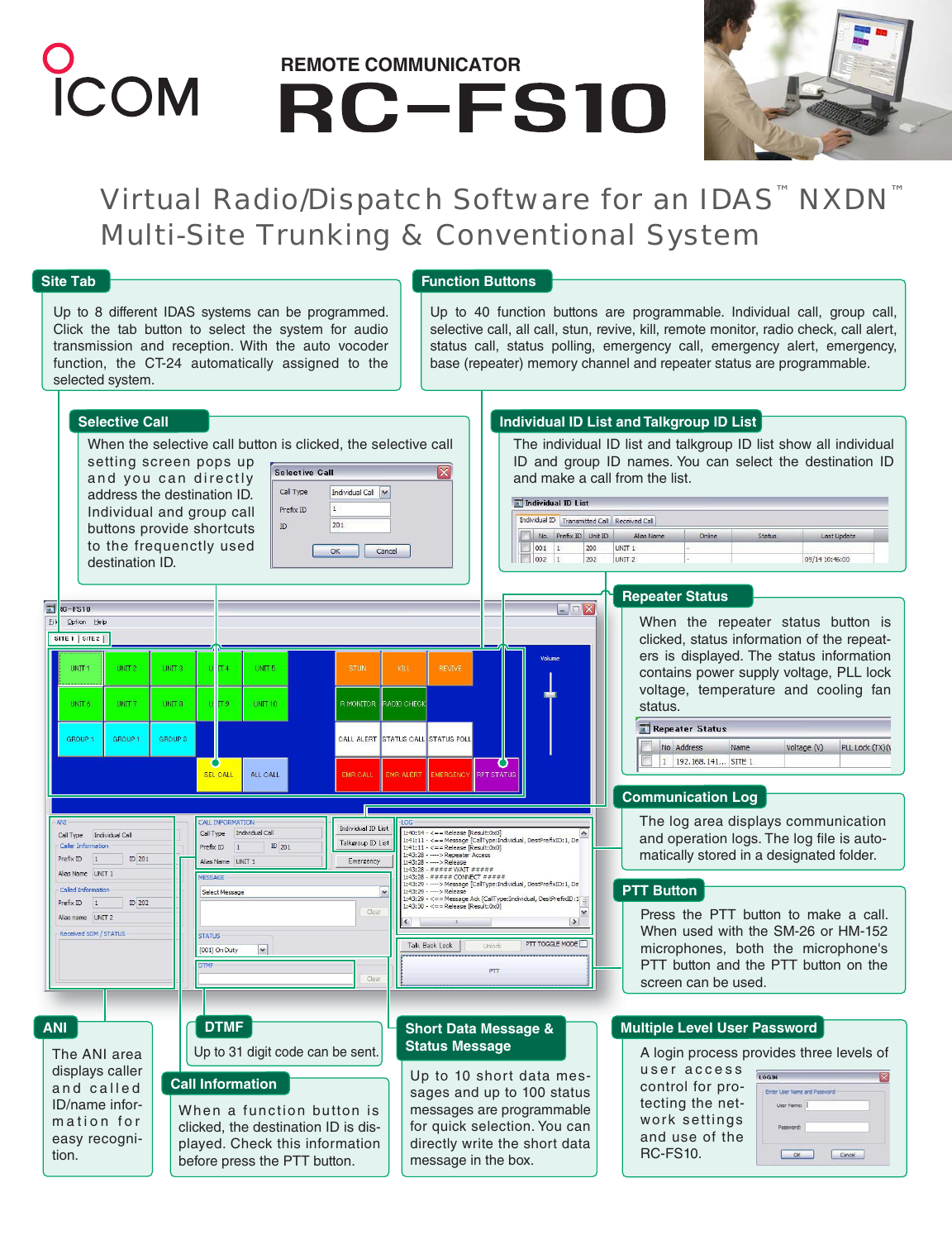# ICOM

## REMOTE COMMUNICATOR

# RC–FS10

Virtual Radio/Dispatch Software for an IDAS™ NXDN™ Multi-Site Trunking & Conventional System

### Site Tab

Up to 8 different IDAS systems can be programmed. Click the tab button to select the system for audio transmission and reception. With the auto vocoder function, the CT-24 automatically assigned to the selected system.

### Function Buttons

Up to 40 function buttons are programmable. Individual call, group call, selective call, all call, stun, revive, kill, remote monitor, radio check, call alert, status call, status polling, emergency call, emergency alert, emergency, base (repeater) memory channel and repeater status are programmable.

### Selective Call

When the selective call button is clicked, the selective call setting screen pops up and you can directly address the destination ID. Individual and group call buttons provide shortcuts to the frequently used destination ID.

### Individual ID List and Talkgroup ID List

The individual ID list and talkgroup ID list show all individual ID and group ID names. You can select the destination ID and make a call from the list.

### Repeater Status

When the repeater status button is clicked, status information of the repeaters is displayed. The status information contains power supply voltage, PLL lock voltage, temperature and cooling fan status.

### Communication Log

The log area displays communication and operation logs. The log file is automatically stored in a designated folder.

### PTT Button

Press the PTT button to make a call. When used with the SM-26 or HM-152 microphones, both the microphone's PTT button and the PTT button on the screen can be used.

### ANI

The ANI area displays caller and called ID/name information for easy recognition.

### DTMF

Up to 31 digit code can be sent.

### Call Information

When a function button is clicked, the destination ID is displayed. Check this information before press the PTT button.

### Short Data Message & Status Message

Up to 10 short data messages and up to 100 status messages are programmable for quick selection. You can directly write the short data message in the box.

### Multiple Level User Password

A login process provides three levels of user access control for protecting the network settings and use of the RC-FS10.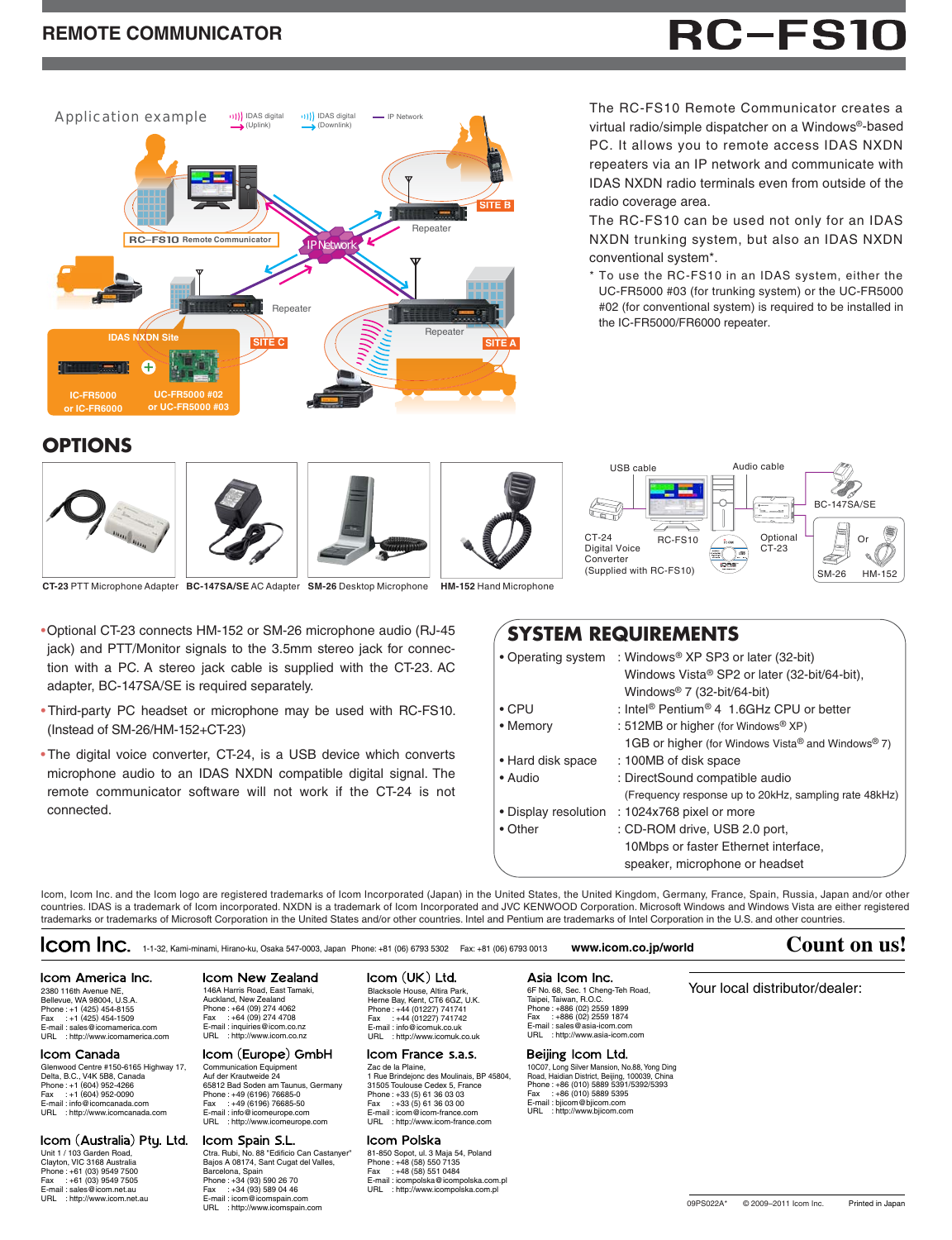## REMOTE COMMUNICATOR

# RC–FS10

Application example

IDAS digital (Uplink)
IDAS digital (Downlink)
IP Network

RC–FS10 Remote Communicator
IP Network
Repeater
SITE B
Repeater
Repeater
SITE C
SITE A
IDAS NXDN Site
IC-FR5000 or IC-FR6000
UC-FR5000 #02 or UC-FR5000 #03

The RC-FS10 Remote Communicator creates a virtual radio/simple dispatcher on a Windows®-based PC. It allows you to remote access IDAS NXDN repeaters via an IP network and communicate with IDAS NXDN radio terminals even from outside of the radio coverage area.

The RC-FS10 can be used not only for an IDAS NXDN trunking system, but also an IDAS NXDN conventional system*.

\* To use the RC-FS10 in an IDAS system, either the UC-FR5000 #03 (for trunking system) or the UC-FR5000 #02 (for conventional system) is required to be installed in the IC-FR5000/FR6000 repeater.

## OPTIONS

**CT-23** PTT Microphone Adapter **BC-147SA/SE** AC Adapter **SM-26** Desktop Microphone **HM-152** Hand Microphone

USB cable
Audio cable
BC-147SA/SE
CT-24 Digital Voice Converter (Supplied with RC-FS10)
RC-FS10
Optional CT-23
SM-26 Or HM-152

- Optional CT-23 connects HM-152 or SM-26 microphone audio (RJ-45 jack) and PTT/Monitor signals to the 3.5mm stereo jack for connection with a PC. A stereo jack cable is supplied with the CT-23. AC adapter, BC-147SA/SE is required separately.
- Third-party PC headset or microphone may be used with RC-FS10. (Instead of SM-26/HM-152+CT-23)
- The digital voice converter, CT-24, is a USB device which converts microphone audio to an IDAS NXDN compatible digital signal. The remote communicator software will not work if the CT-24 is not connected.

## SYSTEM REQUIREMENTS

| | |
|---|---|
| • Operating system | : Windows® XP SP3 or later (32-bit) Windows Vista® SP2 or later (32-bit/64-bit), Windows® 7 (32-bit/64-bit) |
| • CPU | : Intel® Pentium® 4 1.6GHz CPU or better |
| • Memory | : 512MB or higher (for Windows® XP) 1GB or higher (for Windows Vista® and Windows® 7) |
| • Hard disk space | : 100MB of disk space |
| • Audio | : DirectSound compatible audio (Frequency response up to 20kHz, sampling rate 48kHz) |
| • Display resolution | : 1024x768 pixel or more |
| • Other | : CD-ROM drive, USB 2.0 port, 10Mbps or faster Ethernet interface, speaker, microphone or headset |

Icom, Icom Inc. and the Icom logo are registered trademarks of Icom Incorporated (Japan) in the United States, the United Kingdom, Germany, France, Spain, Russia, Japan and/or other countries. IDAS is a trademark of Icom incorporated. NXDN is a trademark of Icom Incorporated and JVC KENWOOD Corporation. Microsoft Windows and Windows Vista are either registered trademarks or trademarks of Microsoft Corporation in the United States and/or other countries. Intel and Pentium are trademarks of Intel Corporation in the U.S. and other countries.

**Icom Inc.** 1-1-32, Kami-minami, Hirano-ku, Osaka 547-0003, Japan Phone: +81 (06) 6793 5302 Fax: +81 (06) 6793 0013 **www.icom.co.jp/world** **Count on us!**

**Icom America Inc.**
2380 116th Avenue NE, Bellevue, WA 98004, U.S.A.
Phone : +1 (425) 454-8155
Fax : +1 (425) 454-1509
E-mail : sales@icomamerica.com
URL : http://www.icomamerica.com

**Icom Canada**
Glenwood Centre #150-6165 Highway 17, Delta, B.C., V4K 5B8, Canada
Phone : +1 (604) 952-4266
Fax : +1 (604) 952-0090
E-mail : info@icomcanada.com
URL : http://www.icomcanada.com

**Icom (Australia) Pty. Ltd.**
Unit 1 / 103 Garden Road, Clayton, VIC 3168 Australia
Phone : +61 (03) 9549 7500
Fax : +61 (03) 9549 7505
E-mail : sales@icom.net.au
URL : http://www.icom.net.au

**Icom New Zealand**
146A Harris Road, East Tamaki, Auckland, New Zealand
Phone : +64 (09) 274 4062
Fax : +64 (09) 274 4708
E-mail : inquiries@icom.co.nz
URL : http://www.icom.co.nz

**Icom (Europe) GmbH**
Communication Equipment
Auf der Krautweide 24
65812 Bad Soden am Taunus, Germany
Phone : +49 (6196) 76685-0
Fax : +49 (6196) 76685-50
E-mail : info@icomeurope.com
URL : http://www.icomeurope.com

**Icom Spain S.L.**
Ctra. Rubi, No. 88 "Edificio Can Castanyer" Bajos A 08174, Sant Cugat del Valles, Barcelona, Spain
Phone : +34 (93) 590 26 70
Fax : +34 (93) 589 04 46
E-mail : icom@icomspain.com
URL : http://www.icomspain.com

**Icom (UK) Ltd.**
Blacksole House, Altira Park, Herne Bay, Kent, CT6 6GZ, U.K.
Phone : +44 (01227) 741741
Fax : +44 (01227) 741742
E-mail : info@icomuk.co.uk
URL : http://www.icomuk.co.uk

**Icom France s.a.s.**
Zac de la Plaine, 1 Rue Brindejonc des Moulinais, BP 45804, 31505 Toulouse Cedex 5, France
Phone : +33 (5) 61 36 03 03
Fax : +33 (5) 61 36 03 00
E-mail : icom@icom-france.com
URL : http://www.icom-france.com

**Icom Polska**
81-850 Sopot, ul. 3 Maja 54, Poland
Phone : +48 (58) 550 7135
Fax : +48 (58) 551 0484
E-mail : icompolska@icompolska.com.pl
URL : http://www.icompolska.com.pl

**Asia Icom Inc.**
6F No. 68, Sec. 1 Cheng-Teh Road, Taipei, Taiwan, R.O.C.
Phone : +886 (02) 2559 1899
Fax : +886 (02) 2559 1874
E-mail : sales@asia-icom.com
URL : http://www.asia-icom.com

**Beijing Icom Ltd.**
10C07, Long Silver Mansion, No.88, Yong Ding Road, Haidian District, Beijing, 100039, China
Phone : +86 (010) 5889 5391/5392/5393
Fax : +86 (010) 5889 5395
E-mail : bjicom@bjicom.com
URL : http://www.bjicom.com

Your local distributor/dealer:

09PS022A\* © 2009–2011 Icom Inc. Printed in Japan